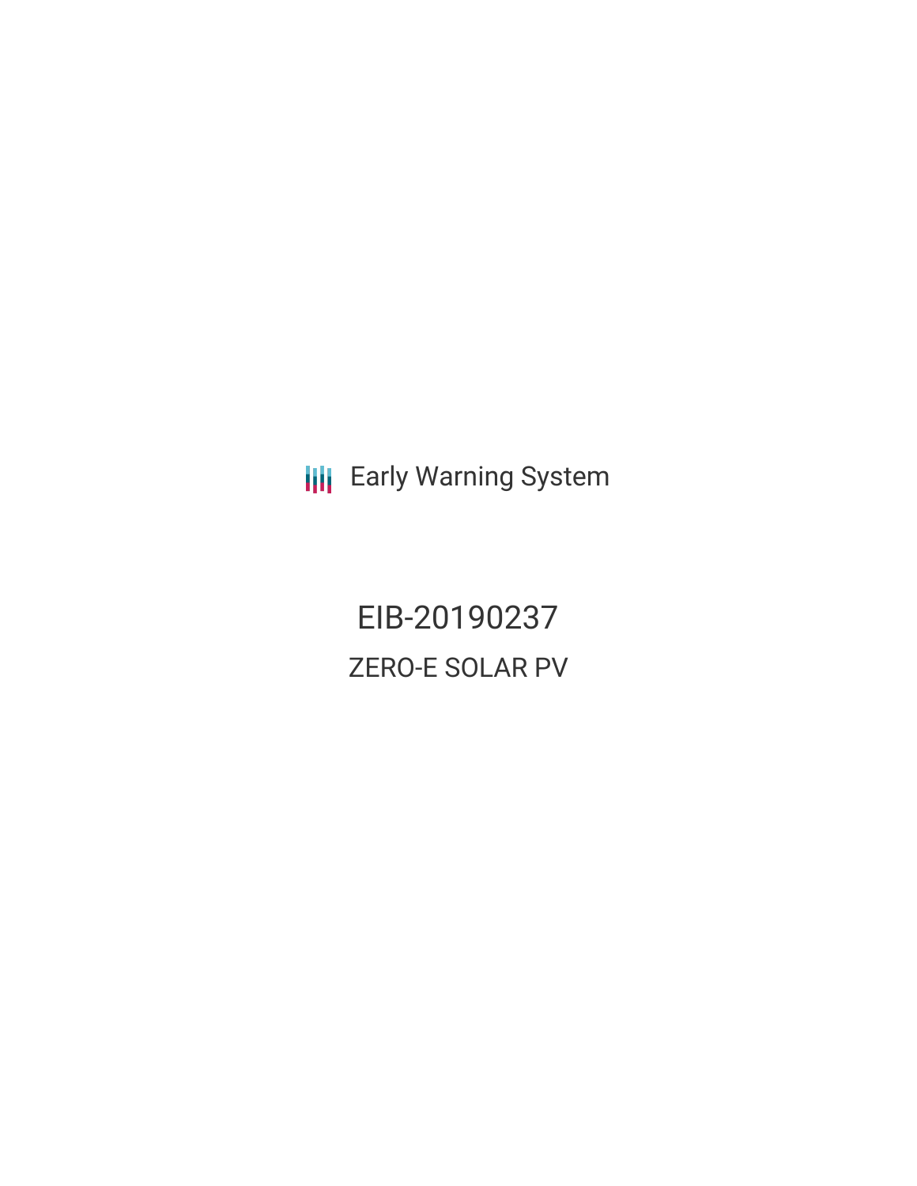Early Warning System

# EIB-20190237

## ZERO-E SOLAR PV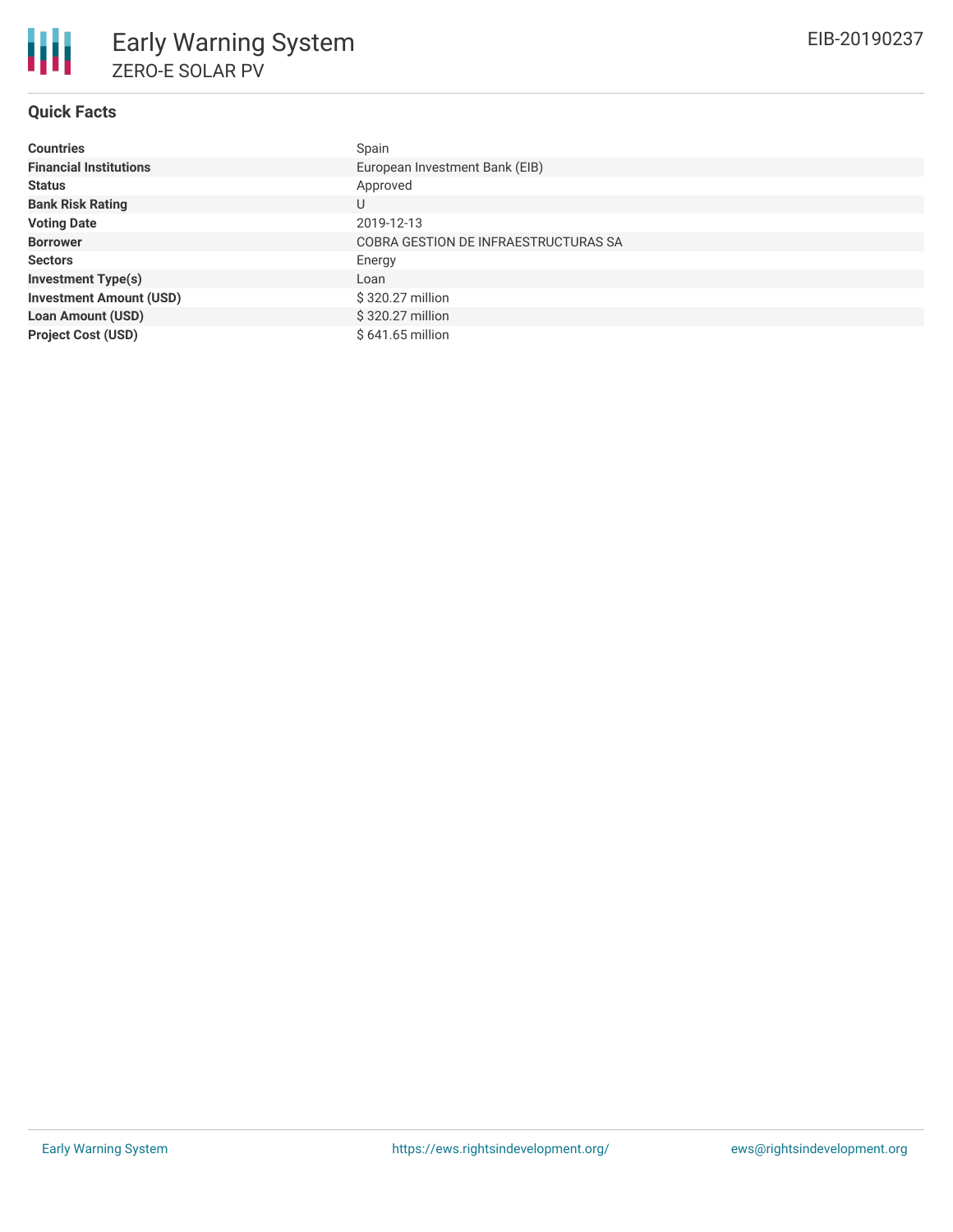# Early Warning System

ZERO-E SOLAR PV

EIB-20190237

## Quick Facts

| | |
|---|---|
| **Countries** | Spain |
| **Financial Institutions** | European Investment Bank (EIB) |
| **Status** | Approved |
| **Bank Risk Rating** | U |
| **Voting Date** | 2019-12-13 |
| **Borrower** | COBRA GESTION DE INFRAESTRUCTURAS SA |
| **Sectors** | Energy |
| **Investment Type(s)** | Loan |
| **Investment Amount (USD)** | $ 320.27 million |
| **Loan Amount (USD)** | $ 320.27 million |
| **Project Cost (USD)** | $ 641.65 million |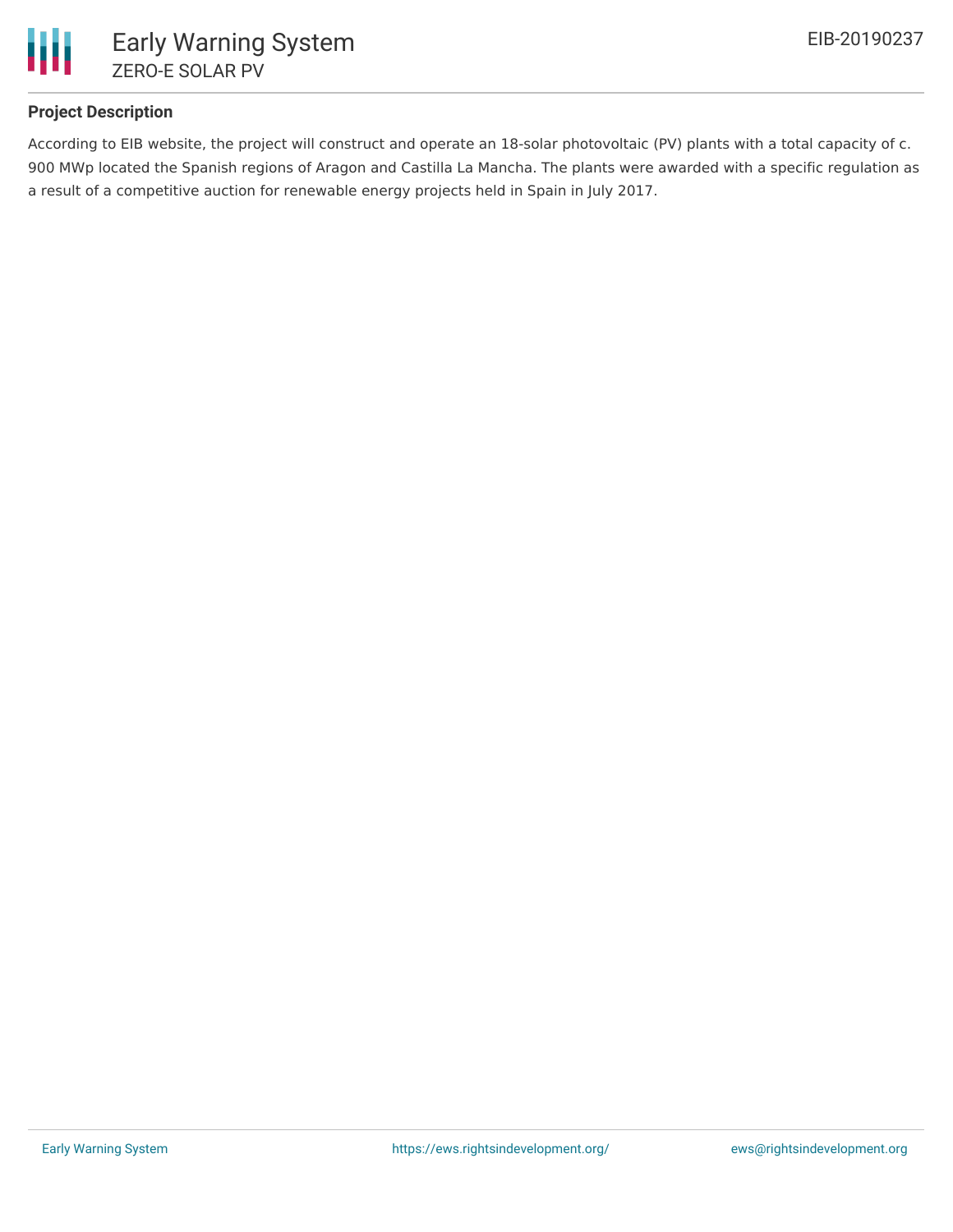### Project Description

According to EIB website, the project will construct and operate an 18-solar photovoltaic (PV) plants with a total capacity of c. 900 MWp located the Spanish regions of Aragon and Castilla La Mancha. The plants were awarded with a specific regulation as a result of a competitive auction for renewable energy projects held in Spain in July 2017.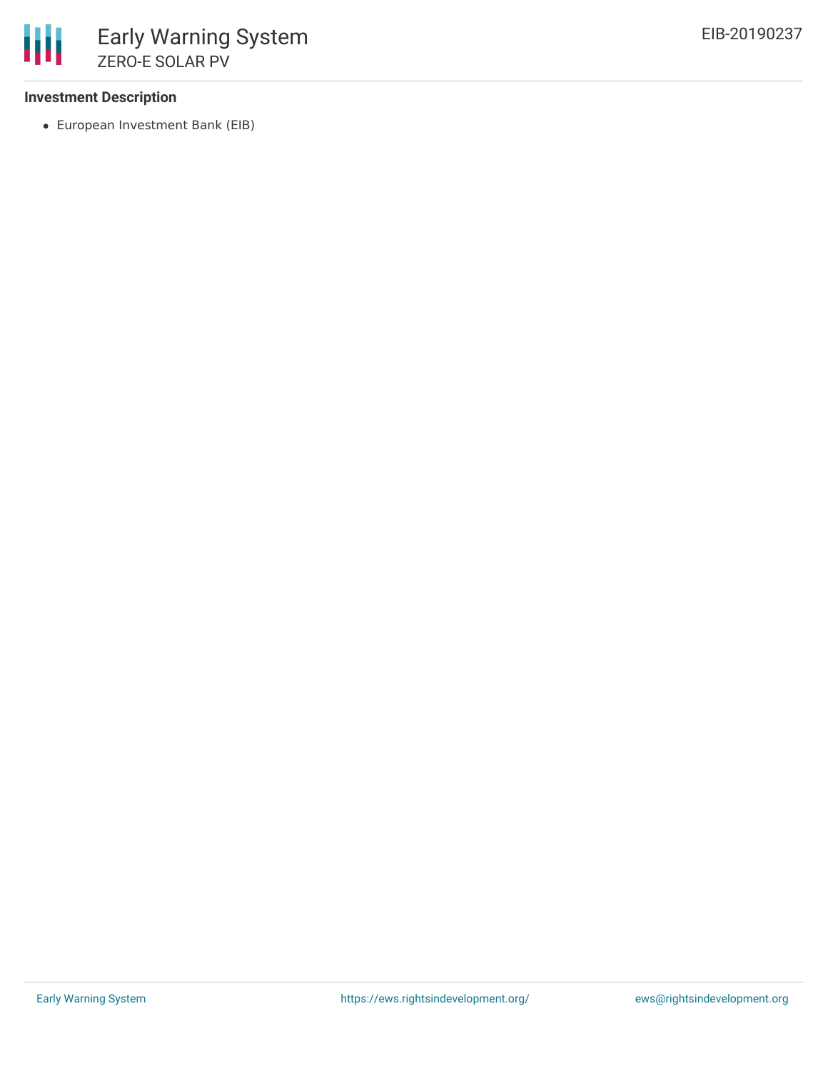### Investment Description

- European Investment Bank (EIB)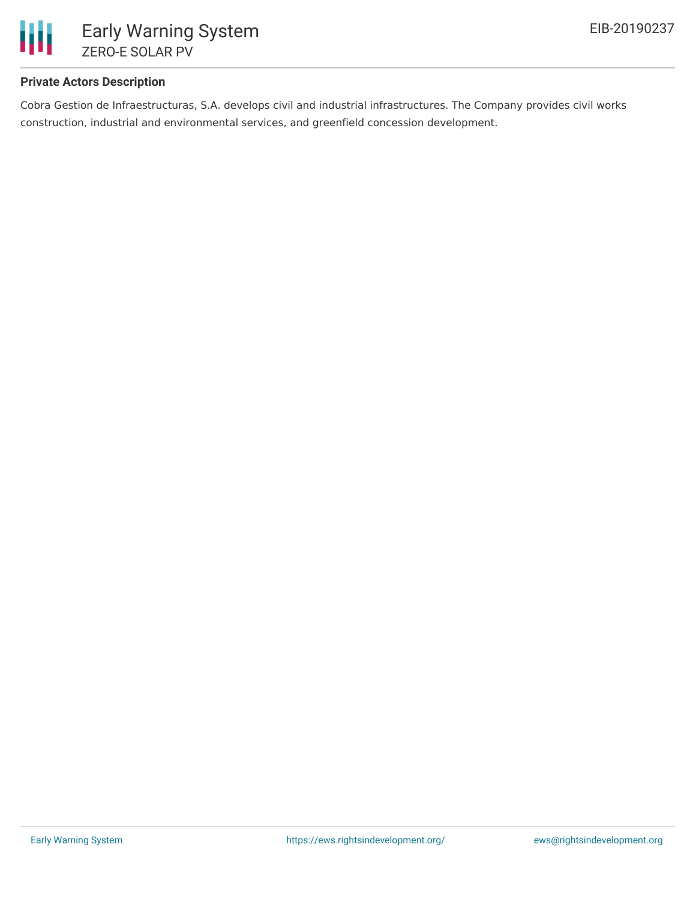### Private Actors Description

Cobra Gestion de Infraestructuras, S.A. develops civil and industrial infrastructures. The Company provides civil works construction, industrial and environmental services, and greenfield concession development.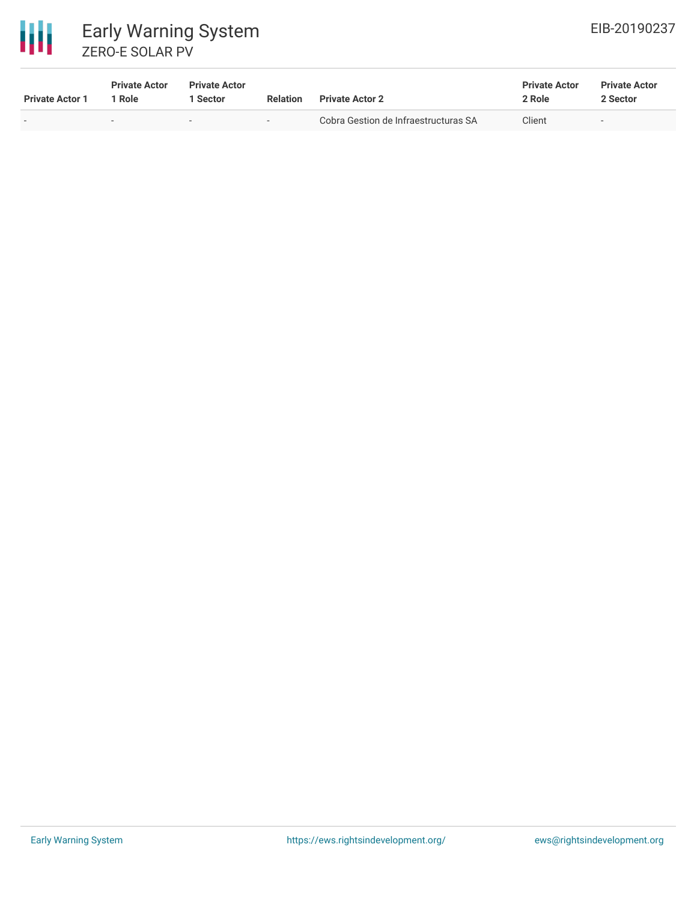| Private Actor 1 | Private Actor 1 Role | Private Actor 1 Sector | Relation | Private Actor 2 | Private Actor 2 Role | Private Actor 2 Sector |
|---|---|---|---|---|---|---|
| - | - | - | - | Cobra Gestion de Infraestructuras SA | Client | - |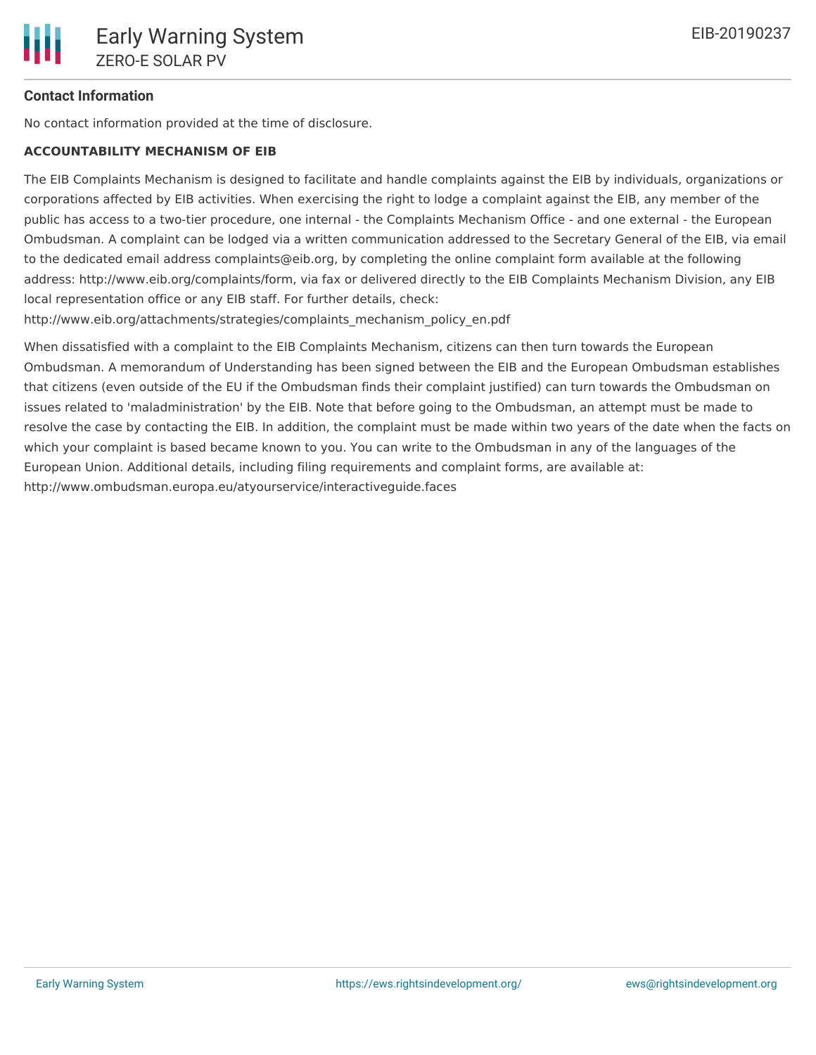### Contact Information

No contact information provided at the time of disclosure.

**ACCOUNTABILITY MECHANISM OF EIB**

The EIB Complaints Mechanism is designed to facilitate and handle complaints against the EIB by individuals, organizations or corporations affected by EIB activities. When exercising the right to lodge a complaint against the EIB, any member of the public has access to a two-tier procedure, one internal - the Complaints Mechanism Office - and one external - the European Ombudsman. A complaint can be lodged via a written communication addressed to the Secretary General of the EIB, via email to the dedicated email address complaints@eib.org, by completing the online complaint form available at the following address: http://www.eib.org/complaints/form, via fax or delivered directly to the EIB Complaints Mechanism Division, any EIB local representation office or any EIB staff. For further details, check: http://www.eib.org/attachments/strategies/complaints_mechanism_policy_en.pdf

When dissatisfied with a complaint to the EIB Complaints Mechanism, citizens can then turn towards the European Ombudsman. A memorandum of Understanding has been signed between the EIB and the European Ombudsman establishes that citizens (even outside of the EU if the Ombudsman finds their complaint justified) can turn towards the Ombudsman on issues related to 'maladministration' by the EIB. Note that before going to the Ombudsman, an attempt must be made to resolve the case by contacting the EIB. In addition, the complaint must be made within two years of the date when the facts on which your complaint is based became known to you. You can write to the Ombudsman in any of the languages of the European Union. Additional details, including filing requirements and complaint forms, are available at: http://www.ombudsman.europa.eu/atyourservice/interactiveguide.faces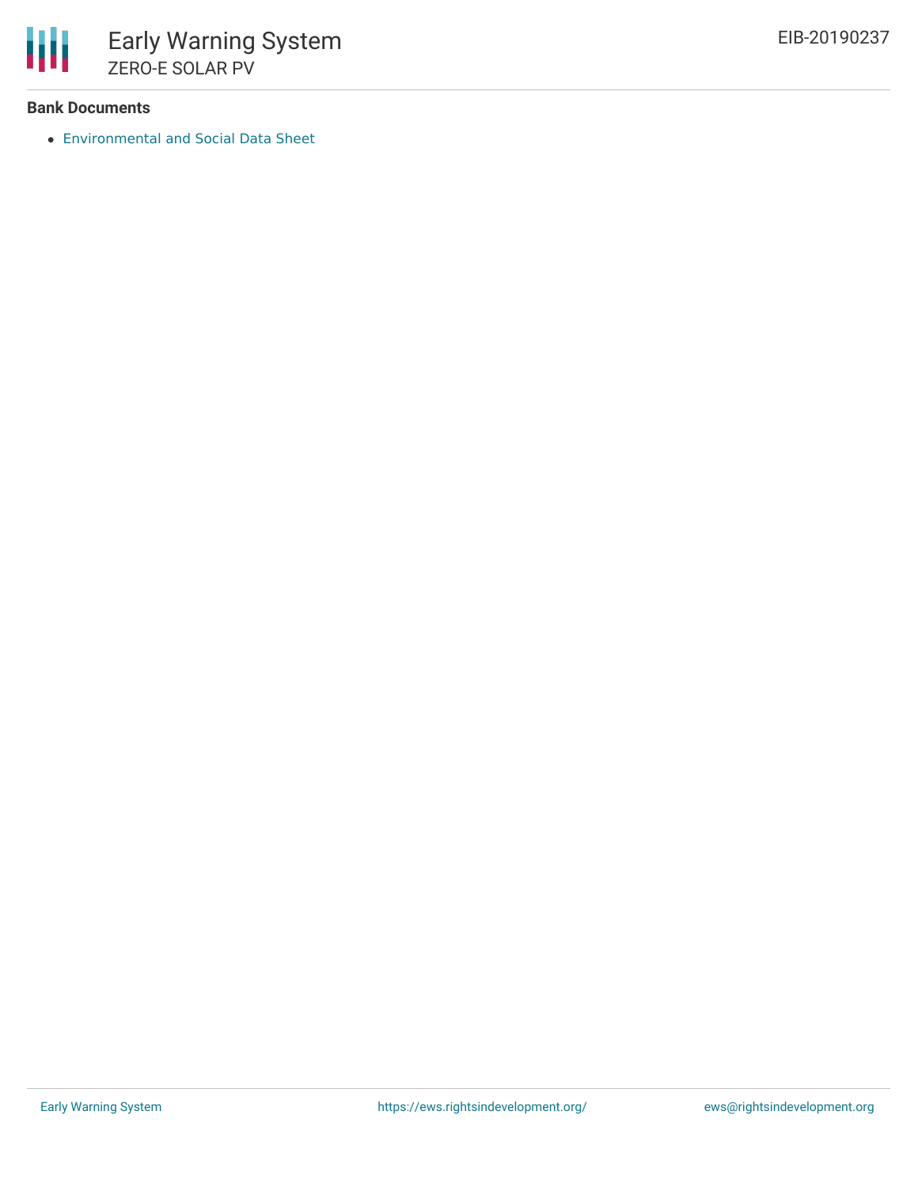**Bank Documents**

- Environmental and Social Data Sheet